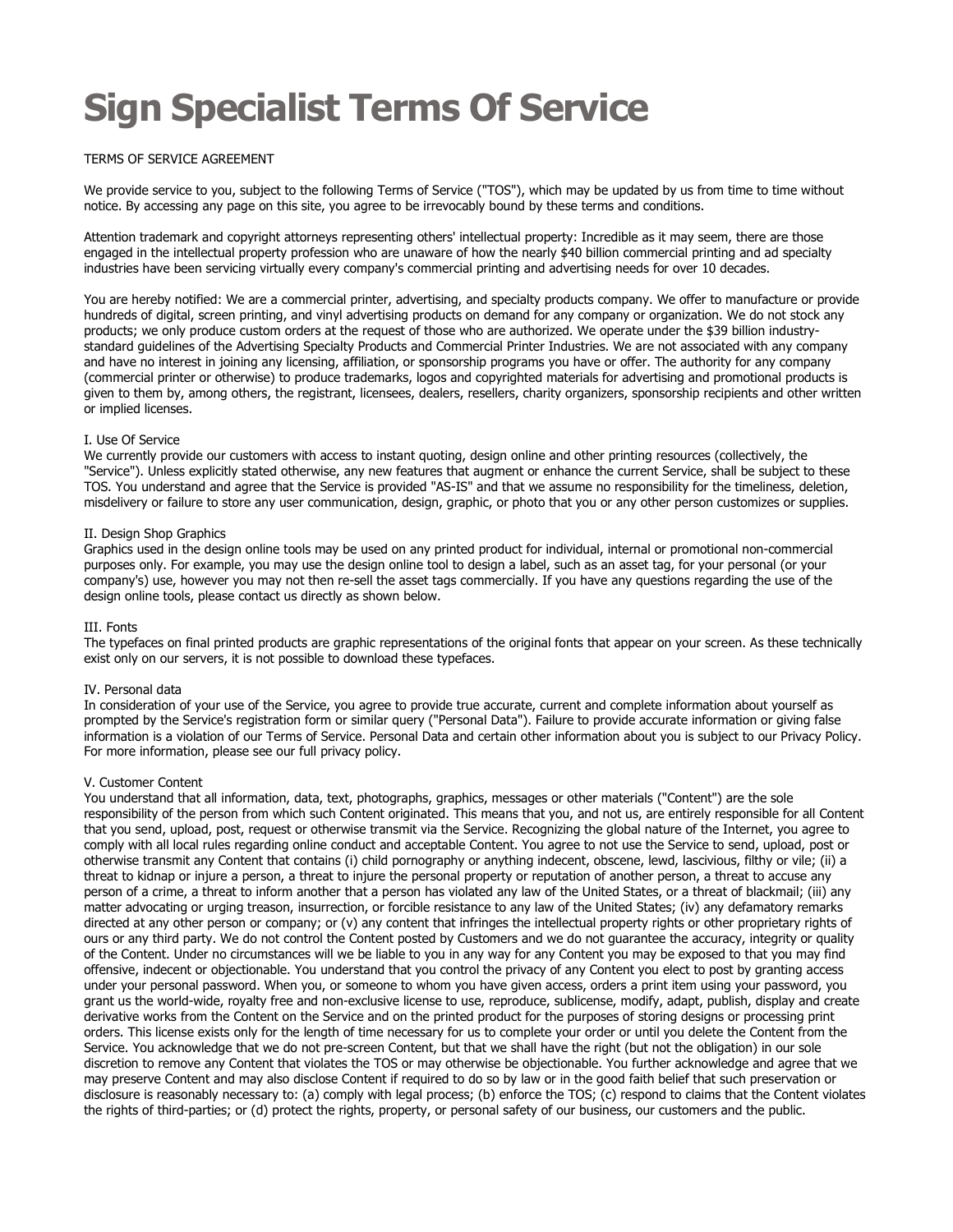# Sign Specialist Terms Of Service

TERMS OF SERVICE AGREEMENT

We provide service to you, subject to the following Terms of Service ("TOS"), which may be updated by us from time to time without notice. By accessing any page on this site, you agree to be irrevocably bound by these terms and conditions.

Attention trademark and copyright attorneys representing others' intellectual property: Incredible as it may seem, there are those engaged in the intellectual property profession who are unaware of how the nearly $40 billion commercial printing and ad specialty industries have been servicing virtually every company's commercial printing and advertising needs for over 10 decades.

You are hereby notified: We are a commercial printer, advertising, and specialty products company. We offer to manufacture or provide hundreds of digital, screen printing, and vinyl advertising products on demand for any company or organization. We do not stock any products; we only produce custom orders at the request of those who are authorized. We operate under the $39 billion industry-standard guidelines of the Advertising Specialty Products and Commercial Printer Industries. We are not associated with any company and have no interest in joining any licensing, affiliation, or sponsorship programs you have or offer. The authority for any company (commercial printer or otherwise) to produce trademarks, logos and copyrighted materials for advertising and promotional products is given to them by, among others, the registrant, licensees, dealers, resellers, charity organizers, sponsorship recipients and other written or implied licenses.

I. Use Of Service
We currently provide our customers with access to instant quoting, design online and other printing resources (collectively, the "Service"). Unless explicitly stated otherwise, any new features that augment or enhance the current Service, shall be subject to these TOS. You understand and agree that the Service is provided "AS-IS" and that we assume no responsibility for the timeliness, deletion, misdelivery or failure to store any user communication, design, graphic, or photo that you or any other person customizes or supplies.

II. Design Shop Graphics
Graphics used in the design online tools may be used on any printed product for individual, internal or promotional non-commercial purposes only. For example, you may use the design online tool to design a label, such as an asset tag, for your personal (or your company's) use, however you may not then re-sell the asset tags commercially. If you have any questions regarding the use of the design online tools, please contact us directly as shown below.

III. Fonts
The typefaces on final printed products are graphic representations of the original fonts that appear on your screen. As these technically exist only on our servers, it is not possible to download these typefaces.

IV. Personal data
In consideration of your use of the Service, you agree to provide true accurate, current and complete information about yourself as prompted by the Service's registration form or similar query ("Personal Data"). Failure to provide accurate information or giving false information is a violation of our Terms of Service. Personal Data and certain other information about you is subject to our Privacy Policy. For more information, please see our full privacy policy.

V. Customer Content
You understand that all information, data, text, photographs, graphics, messages or other materials ("Content") are the sole responsibility of the person from which such Content originated. This means that you, and not us, are entirely responsible for all Content that you send, upload, post, request or otherwise transmit via the Service. Recognizing the global nature of the Internet, you agree to comply with all local rules regarding online conduct and acceptable Content. You agree to not use the Service to send, upload, post or otherwise transmit any Content that contains (i) child pornography or anything indecent, obscene, lewd, lascivious, filthy or vile; (ii) a threat to kidnap or injure a person, a threat to injure the personal property or reputation of another person, a threat to accuse any person of a crime, a threat to inform another that a person has violated any law of the United States, or a threat of blackmail; (iii) any matter advocating or urging treason, insurrection, or forcible resistance to any law of the United States; (iv) any defamatory remarks directed at any other person or company; or (v) any content that infringes the intellectual property rights or other proprietary rights of ours or any third party. We do not control the Content posted by Customers and we do not guarantee the accuracy, integrity or quality of the Content. Under no circumstances will we be liable to you in any way for any Content you may be exposed to that you may find offensive, indecent or objectionable. You understand that you control the privacy of any Content you elect to post by granting access under your personal password. When you, or someone to whom you have given access, orders a print item using your password, you grant us the world-wide, royalty free and non-exclusive license to use, reproduce, sublicense, modify, adapt, publish, display and create derivative works from the Content on the Service and on the printed product for the purposes of storing designs or processing print orders. This license exists only for the length of time necessary for us to complete your order or until you delete the Content from the Service. You acknowledge that we do not pre-screen Content, but that we shall have the right (but not the obligation) in our sole discretion to remove any Content that violates the TOS or may otherwise be objectionable. You further acknowledge and agree that we may preserve Content and may also disclose Content if required to do so by law or in the good faith belief that such preservation or disclosure is reasonably necessary to: (a) comply with legal process; (b) enforce the TOS; (c) respond to claims that the Content violates the rights of third-parties; or (d) protect the rights, property, or personal safety of our business, our customers and the public.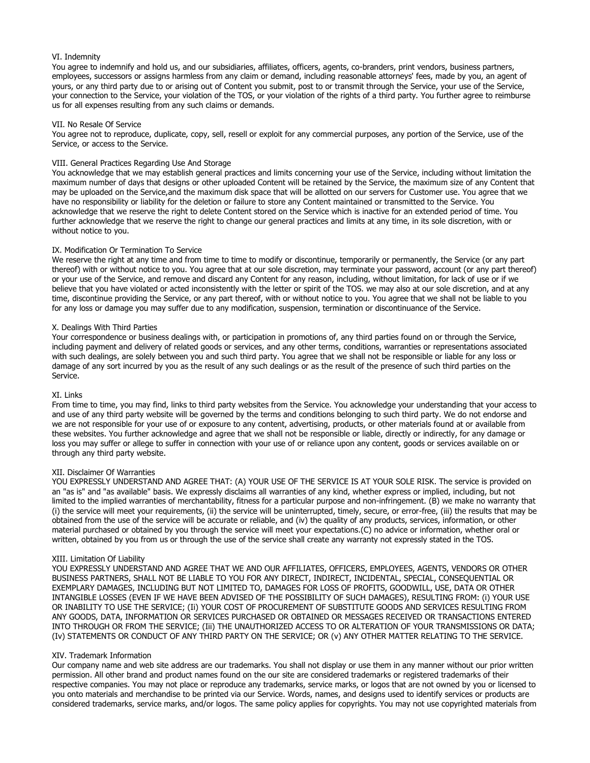## VI. Indemnity

You agree to indemnify and hold us, and our subsidiaries, affiliates, officers, agents, co-branders, print vendors, business partners, employees, successors or assigns harmless from any claim or demand, including reasonable attorneys' fees, made by you, an agent of yours, or any third party due to or arising out of Content you submit, post to or transmit through the Service, your use of the Service, your connection to the Service, your violation of the TOS, or your violation of the rights of a third party. You further agree to reimburse us for all expenses resulting from any such claims or demands.

## VII. No Resale Of Service

You agree not to reproduce, duplicate, copy, sell, resell or exploit for any commercial purposes, any portion of the Service, use of the Service, or access to the Service.

## VIII. General Practices Regarding Use And Storage

You acknowledge that we may establish general practices and limits concerning your use of the Service, including without limitation the maximum number of days that designs or other uploaded Content will be retained by the Service, the maximum size of any Content that may be uploaded on the Service,and the maximum disk space that will be allotted on our servers for Customer use. You agree that we have no responsibility or liability for the deletion or failure to store any Content maintained or transmitted to the Service. You acknowledge that we reserve the right to delete Content stored on the Service which is inactive for an extended period of time. You further acknowledge that we reserve the right to change our general practices and limits at any time, in its sole discretion, with or without notice to you.

## IX. Modification Or Termination To Service

We reserve the right at any time and from time to time to modify or discontinue, temporarily or permanently, the Service (or any part thereof) with or without notice to you. You agree that at our sole discretion, may terminate your password, account (or any part thereof) or your use of the Service, and remove and discard any Content for any reason, including, without limitation, for lack of use or if we believe that you have violated or acted inconsistently with the letter or spirit of the TOS. we may also at our sole discretion, and at any time, discontinue providing the Service, or any part thereof, with or without notice to you. You agree that we shall not be liable to you for any loss or damage you may suffer due to any modification, suspension, termination or discontinuance of the Service.

## X. Dealings With Third Parties

Your correspondence or business dealings with, or participation in promotions of, any third parties found on or through the Service, including payment and delivery of related goods or services, and any other terms, conditions, warranties or representations associated with such dealings, are solely between you and such third party. You agree that we shall not be responsible or liable for any loss or damage of any sort incurred by you as the result of any such dealings or as the result of the presence of such third parties on the Service.

## XI. Links

From time to time, you may find, links to third party websites from the Service. You acknowledge your understanding that your access to and use of any third party website will be governed by the terms and conditions belonging to such third party. We do not endorse and we are not responsible for your use of or exposure to any content, advertising, products, or other materials found at or available from these websites. You further acknowledge and agree that we shall not be responsible or liable, directly or indirectly, for any damage or loss you may suffer or allege to suffer in connection with your use of or reliance upon any content, goods or services available on or through any third party website.

## XII. Disclaimer Of Warranties

YOU EXPRESSLY UNDERSTAND AND AGREE THAT: (A) YOUR USE OF THE SERVICE IS AT YOUR SOLE RISK. The service is provided on an "as is" and "as available" basis. We expressly disclaims all warranties of any kind, whether express or implied, including, but not limited to the implied warranties of merchantability, fitness for a particular purpose and non-infringement. (B) we make no warranty that (i) the service will meet your requirements, (ii) the service will be uninterrupted, timely, secure, or error-free, (iii) the results that may be obtained from the use of the service will be accurate or reliable, and (iv) the quality of any products, services, information, or other material purchased or obtained by you through the service will meet your expectations.(C) no advice or information, whether oral or written, obtained by you from us or through the use of the service shall create any warranty not expressly stated in the TOS.

## XIII. Limitation Of Liability

YOU EXPRESSLY UNDERSTAND AND AGREE THAT WE AND OUR AFFILIATES, OFFICERS, EMPLOYEES, AGENTS, VENDORS OR OTHER BUSINESS PARTNERS, SHALL NOT BE LIABLE TO YOU FOR ANY DIRECT, INDIRECT, INCIDENTAL, SPECIAL, CONSEQUENTIAL OR EXEMPLARY DAMAGES, INCLUDING BUT NOT LIMITED TO, DAMAGES FOR LOSS OF PROFITS, GOODWILL, USE, DATA OR OTHER INTANGIBLE LOSSES (EVEN IF WE HAVE BEEN ADVISED OF THE POSSIBILITY OF SUCH DAMAGES), RESULTING FROM: (i) YOUR USE OR INABILITY TO USE THE SERVICE; (Ii) YOUR COST OF PROCUREMENT OF SUBSTITUTE GOODS AND SERVICES RESULTING FROM ANY GOODS, DATA, INFORMATION OR SERVICES PURCHASED OR OBTAINED OR MESSAGES RECEIVED OR TRANSACTIONS ENTERED INTO THROUGH OR FROM THE SERVICE; (Iii) THE UNAUTHORIZED ACCESS TO OR ALTERATION OF YOUR TRANSMISSIONS OR DATA; (Iv) STATEMENTS OR CONDUCT OF ANY THIRD PARTY ON THE SERVICE; OR (v) ANY OTHER MATTER RELATING TO THE SERVICE.

## XIV. Trademark Information

Our company name and web site address are our trademarks. You shall not display or use them in any manner without our prior written permission. All other brand and product names found on the our site are considered trademarks or registered trademarks of their respective companies. You may not place or reproduce any trademarks, service marks, or logos that are not owned by you or licensed to you onto materials and merchandise to be printed via our Service. Words, names, and designs used to identify services or products are considered trademarks, service marks, and/or logos. The same policy applies for copyrights. You may not use copyrighted materials from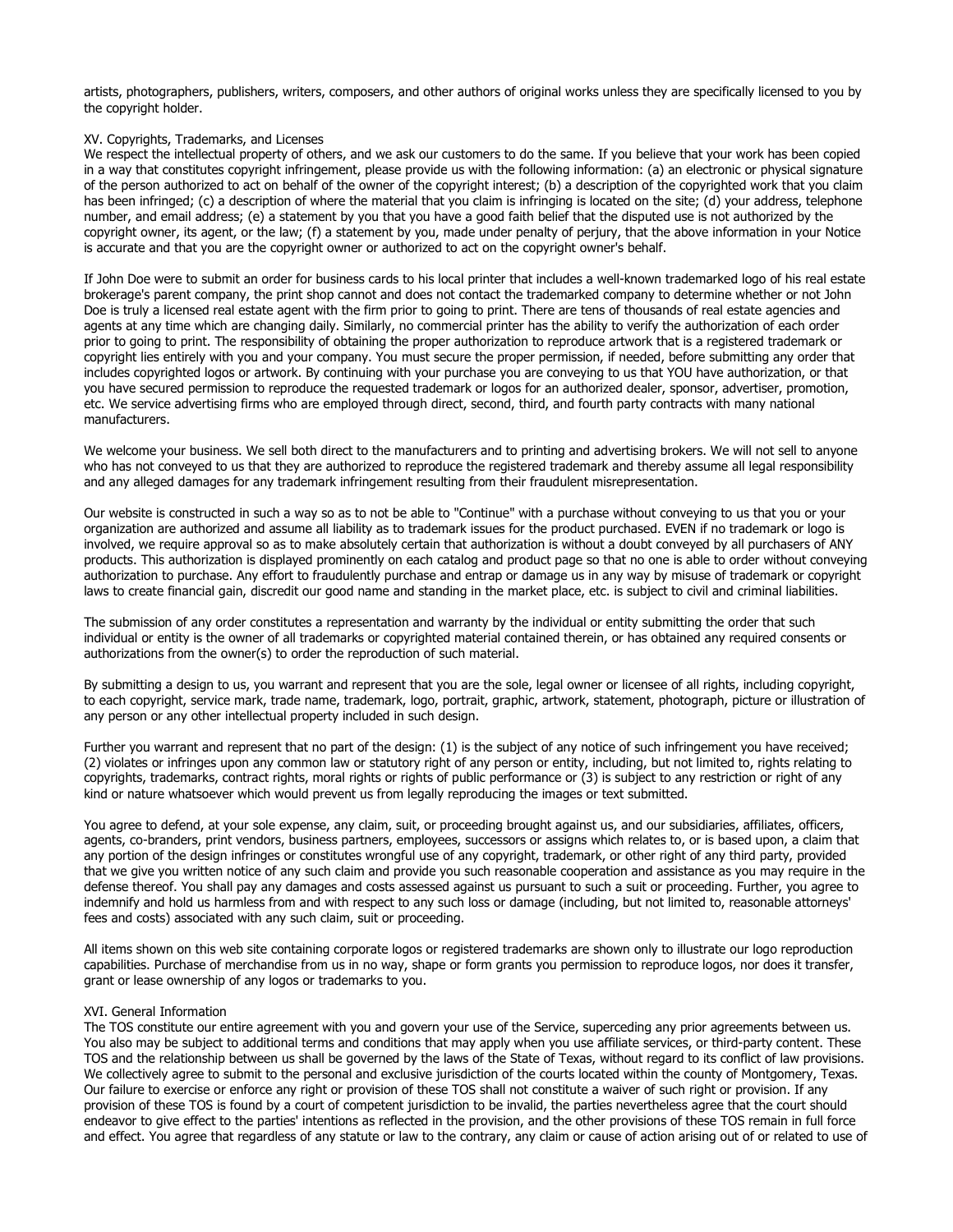artists, photographers, publishers, writers, composers, and other authors of original works unless they are specifically licensed to you by the copyright holder.

## XV. Copyrights, Trademarks, and Licenses

We respect the intellectual property of others, and we ask our customers to do the same. If you believe that your work has been copied in a way that constitutes copyright infringement, please provide us with the following information: (a) an electronic or physical signature of the person authorized to act on behalf of the owner of the copyright interest; (b) a description of the copyrighted work that you claim has been infringed; (c) a description of where the material that you claim is infringing is located on the site; (d) your address, telephone number, and email address; (e) a statement by you that you have a good faith belief that the disputed use is not authorized by the copyright owner, its agent, or the law; (f) a statement by you, made under penalty of perjury, that the above information in your Notice is accurate and that you are the copyright owner or authorized to act on the copyright owner's behalf.

If John Doe were to submit an order for business cards to his local printer that includes a well-known trademarked logo of his real estate brokerage's parent company, the print shop cannot and does not contact the trademarked company to determine whether or not John Doe is truly a licensed real estate agent with the firm prior to going to print. There are tens of thousands of real estate agencies and agents at any time which are changing daily. Similarly, no commercial printer has the ability to verify the authorization of each order prior to going to print. The responsibility of obtaining the proper authorization to reproduce artwork that is a registered trademark or copyright lies entirely with you and your company. You must secure the proper permission, if needed, before submitting any order that includes copyrighted logos or artwork. By continuing with your purchase you are conveying to us that YOU have authorization, or that you have secured permission to reproduce the requested trademark or logos for an authorized dealer, sponsor, advertiser, promotion, etc. We service advertising firms who are employed through direct, second, third, and fourth party contracts with many national manufacturers.

We welcome your business. We sell both direct to the manufacturers and to printing and advertising brokers. We will not sell to anyone who has not conveyed to us that they are authorized to reproduce the registered trademark and thereby assume all legal responsibility and any alleged damages for any trademark infringement resulting from their fraudulent misrepresentation.

Our website is constructed in such a way so as to not be able to "Continue" with a purchase without conveying to us that you or your organization are authorized and assume all liability as to trademark issues for the product purchased. EVEN if no trademark or logo is involved, we require approval so as to make absolutely certain that authorization is without a doubt conveyed by all purchasers of ANY products. This authorization is displayed prominently on each catalog and product page so that no one is able to order without conveying authorization to purchase. Any effort to fraudulently purchase and entrap or damage us in any way by misuse of trademark or copyright laws to create financial gain, discredit our good name and standing in the market place, etc. is subject to civil and criminal liabilities.

The submission of any order constitutes a representation and warranty by the individual or entity submitting the order that such individual or entity is the owner of all trademarks or copyrighted material contained therein, or has obtained any required consents or authorizations from the owner(s) to order the reproduction of such material.

By submitting a design to us, you warrant and represent that you are the sole, legal owner or licensee of all rights, including copyright, to each copyright, service mark, trade name, trademark, logo, portrait, graphic, artwork, statement, photograph, picture or illustration of any person or any other intellectual property included in such design.

Further you warrant and represent that no part of the design: (1) is the subject of any notice of such infringement you have received; (2) violates or infringes upon any common law or statutory right of any person or entity, including, but not limited to, rights relating to copyrights, trademarks, contract rights, moral rights or rights of public performance or (3) is subject to any restriction or right of any kind or nature whatsoever which would prevent us from legally reproducing the images or text submitted.

You agree to defend, at your sole expense, any claim, suit, or proceeding brought against us, and our subsidiaries, affiliates, officers, agents, co-branders, print vendors, business partners, employees, successors or assigns which relates to, or is based upon, a claim that any portion of the design infringes or constitutes wrongful use of any copyright, trademark, or other right of any third party, provided that we give you written notice of any such claim and provide you such reasonable cooperation and assistance as you may require in the defense thereof. You shall pay any damages and costs assessed against us pursuant to such a suit or proceeding. Further, you agree to indemnify and hold us harmless from and with respect to any such loss or damage (including, but not limited to, reasonable attorneys' fees and costs) associated with any such claim, suit or proceeding.

All items shown on this web site containing corporate logos or registered trademarks are shown only to illustrate our logo reproduction capabilities. Purchase of merchandise from us in no way, shape or form grants you permission to reproduce logos, nor does it transfer, grant or lease ownership of any logos or trademarks to you.

## XVI. General Information

The TOS constitute our entire agreement with you and govern your use of the Service, superceding any prior agreements between us. You also may be subject to additional terms and conditions that may apply when you use affiliate services, or third-party content. These TOS and the relationship between us shall be governed by the laws of the State of Texas, without regard to its conflict of law provisions. We collectively agree to submit to the personal and exclusive jurisdiction of the courts located within the county of Montgomery, Texas. Our failure to exercise or enforce any right or provision of these TOS shall not constitute a waiver of such right or provision. If any provision of these TOS is found by a court of competent jurisdiction to be invalid, the parties nevertheless agree that the court should endeavor to give effect to the parties' intentions as reflected in the provision, and the other provisions of these TOS remain in full force and effect. You agree that regardless of any statute or law to the contrary, any claim or cause of action arising out of or related to use of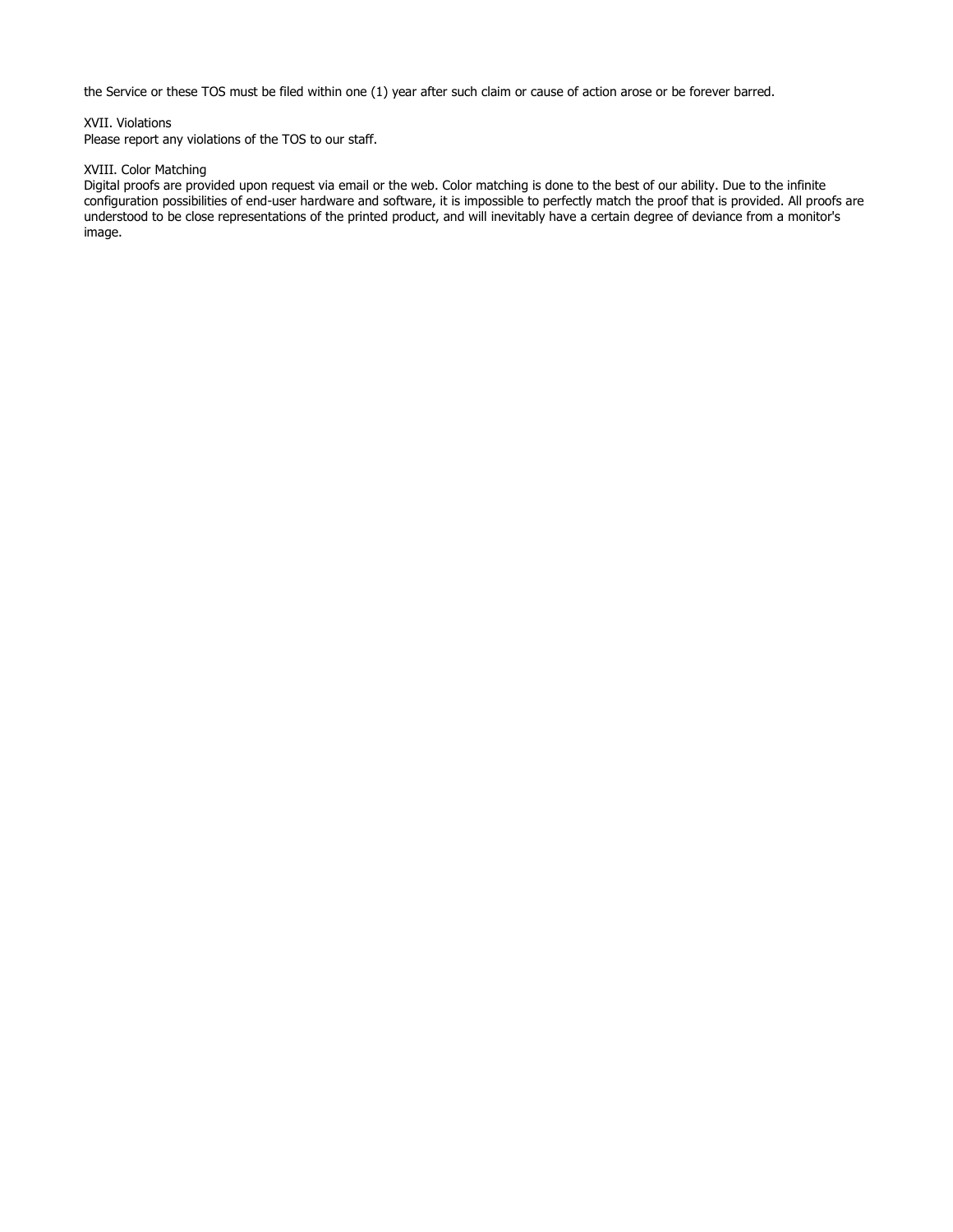the Service or these TOS must be filed within one (1) year after such claim or cause of action arose or be forever barred.

XVII. Violations

Please report any violations of the TOS to our staff.

XVIII. Color Matching

Digital proofs are provided upon request via email or the web. Color matching is done to the best of our ability. Due to the infinite configuration possibilities of end-user hardware and software, it is impossible to perfectly match the proof that is provided. All proofs are understood to be close representations of the printed product, and will inevitably have a certain degree of deviance from a monitor's image.